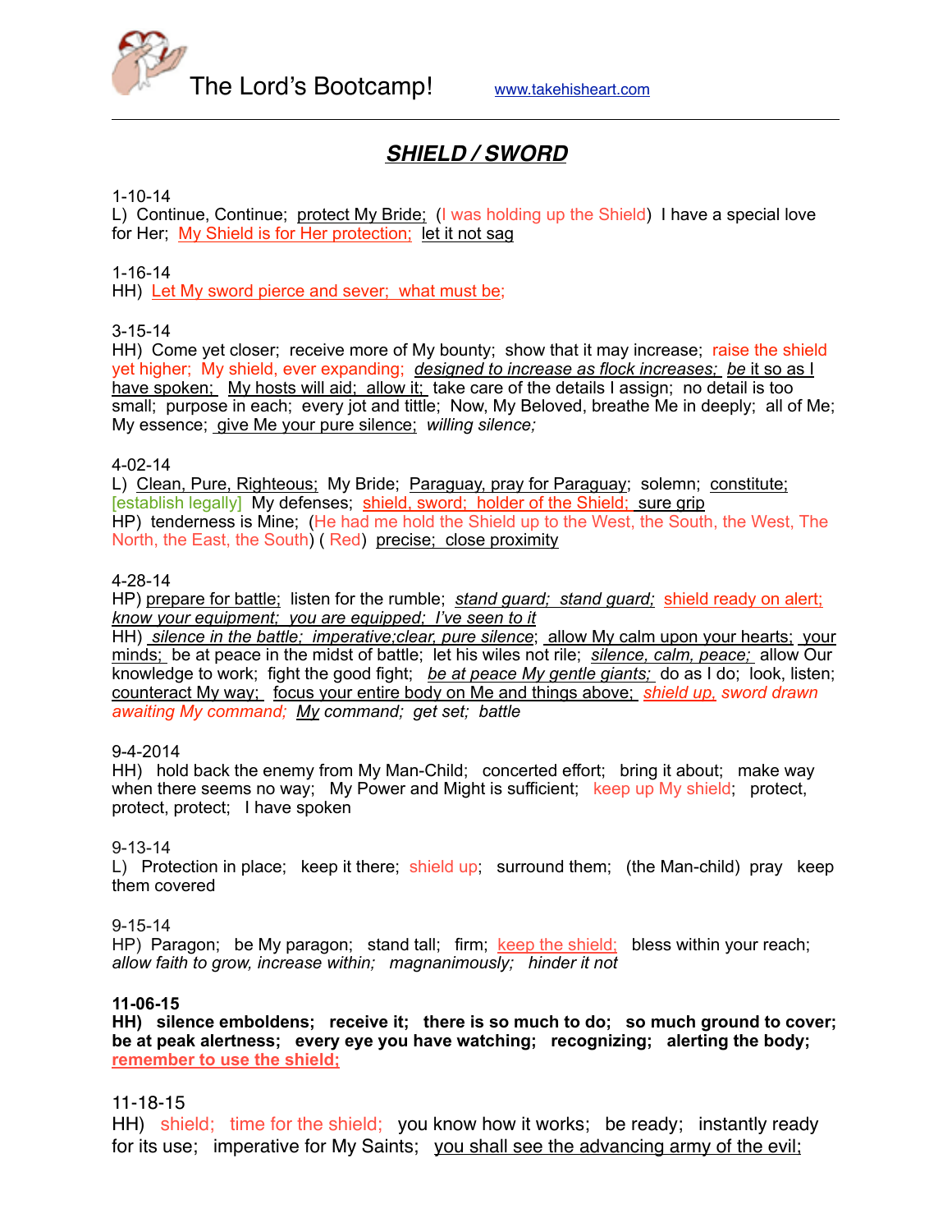The Lord's Bootcamp! www.takehisheart.com

## ***SHIELD / SWORD***

1-10-14
L) Continue, Continue; protect My Bride; (I was holding up the Shield) I have a special love for Her; My Shield is for Her protection; let it not sag

1-16-14
HH) Let My sword pierce and sever; what must be;

3-15-14
HH) Come yet closer; receive more of My bounty; show that it may increase; raise the shield yet higher; My shield, ever expanding; *designed to increase as flock increases;* be it so as I have spoken; My hosts will aid; allow it; take care of the details I assign; no detail is too small; purpose in each; every jot and tittle; Now, My Beloved, breathe Me in deeply; all of Me; My essence; give Me your pure silence; *willing silence;*

4-02-14
L) Clean, Pure, Righteous; My Bride; Paraguay, pray for Paraguay; solemn; constitute; [establish legally] My defenses; shield, sword; holder of the Shield; sure grip
HP) tenderness is Mine; (He had me hold the Shield up to the West, the South, the West, The North, the East, the South) ( Red) precise; close proximity

4-28-14
HP) prepare for battle; listen for the rumble; *stand guard; stand guard;* shield ready on alert; *know your equipment; you are equipped; I've seen to it*
HH) *silence in the battle; imperative;clear, pure silence*; allow My calm upon your hearts; your minds; be at peace in the midst of battle; let his wiles not rile; *silence, calm, peace;* allow Our knowledge to work; fight the good fight; *be at peace My gentle giants;* do as I do; look, listen; counteract My way; focus your entire body on Me and things above; *shield up, sword drawn awaiting My command; My command; get set; battle*

9-4-2014
HH) hold back the enemy from My Man-Child; concerted effort; bring it about; make way when there seems no way; My Power and Might is sufficient; keep up My shield; protect, protect, protect; I have spoken

9-13-14
L) Protection in place; keep it there; shield up; surround them; (the Man-child) pray keep them covered

9-15-14
HP) Paragon; be My paragon; stand tall; firm; keep the shield; bless within your reach; *allow faith to grow, increase within; magnanimously; hinder it not*

**11-06-15**
**HH) silence emboldens; receive it; there is so much to do; so much ground to cover; be at peak alertness; every eye you have watching; recognizing; alerting the body; remember to use the shield;**

11-18-15
HH) shield; time for the shield; you know how it works; be ready; instantly ready for its use; imperative for My Saints; you shall see the advancing army of the evil;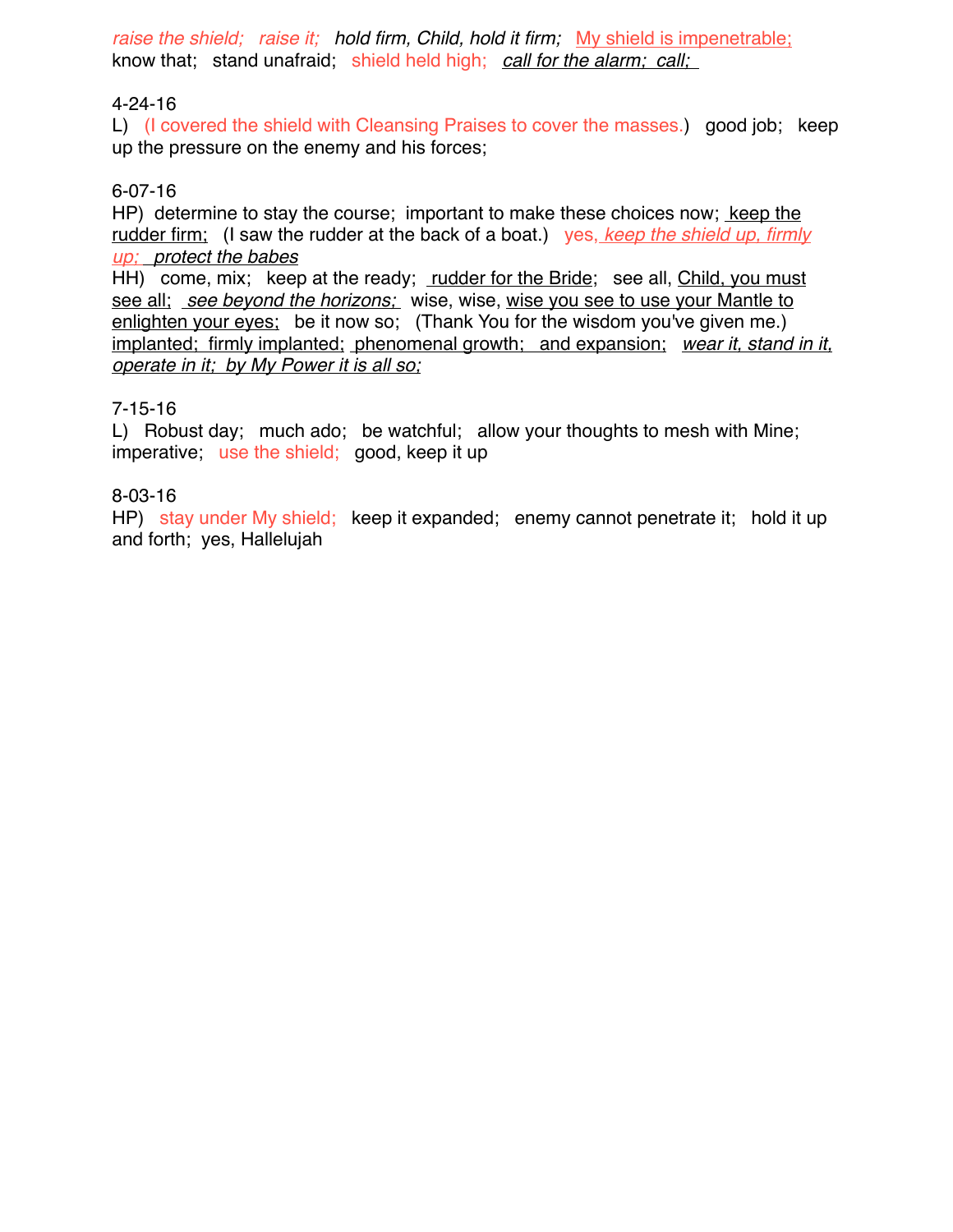*raise the shield;   raise it;   hold firm, Child, hold it firm;*   My shield is impenetrable;   know that;   stand unafraid;   shield held high;   *call for the alarm;  call;*

4-24-16
L)   (I covered the shield with Cleansing Praises to cover the masses.)   good job;   keep up the pressure on the enemy and his forces;

6-07-16
HP)  determine to stay the course;  important to make these choices now;  keep the rudder firm;   (I saw the rudder at the back of a boat.)   yes, *keep the shield up, firmly up;   protect the babes*
HH)   come, mix;   keep at the ready;   rudder for the Bride;   see all, Child, you must see all;   *see beyond the horizons;*   wise, wise, wise you see to use your Mantle to enlighten your eyes;   be it now so;   (Thank You for the wisdom you've given me.) implanted;  firmly implanted;  phenomenal growth;   and expansion;   *wear it, stand in it, operate in it;  by My Power it is all so;*

7-15-16
L)   Robust day;   much ado;   be watchful;   allow your thoughts to mesh with Mine; imperative;   use the shield;   good, keep it up

8-03-16
HP)   stay under My shield;   keep it expanded;   enemy cannot penetrate it;   hold it up and forth;  yes, Hallelujah